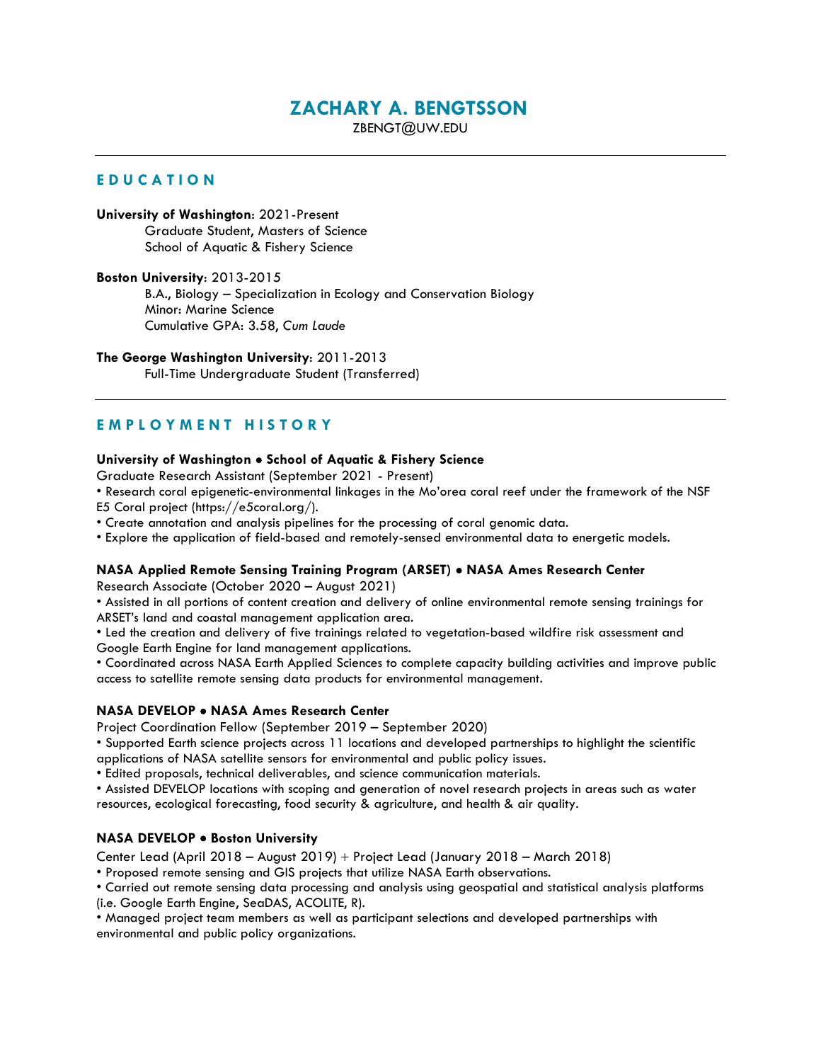# ZACHARY A. BENGTSSON

ZBENGT@UW.EDU

## EDUCATION

**University of Washington**: 2021-Present
Graduate Student, Masters of Science
School of Aquatic & Fishery Science

**Boston University**: 2013-2015
B.A., Biology – Specialization in Ecology and Conservation Biology
Minor: Marine Science
Cumulative GPA: 3.58, *Cum Laude*

**The George Washington University**: 2011-2013
Full-Time Undergraduate Student (Transferred)

## EMPLOYMENT HISTORY

**University of Washington • School of Aquatic & Fishery Science**
Graduate Research Assistant (September 2021 - Present)

- Research coral epigenetic-environmental linkages in the Mo'orea coral reef under the framework of the NSF E5 Coral project (https://e5coral.org/).
- Create annotation and analysis pipelines for the processing of coral genomic data.
- Explore the application of field-based and remotely-sensed environmental data to energetic models.

**NASA Applied Remote Sensing Training Program (ARSET) • NASA Ames Research Center**
Research Associate (October 2020 – August 2021)

- Assisted in all portions of content creation and delivery of online environmental remote sensing trainings for ARSET's land and coastal management application area.
- Led the creation and delivery of five trainings related to vegetation-based wildfire risk assessment and Google Earth Engine for land management applications.
- Coordinated across NASA Earth Applied Sciences to complete capacity building activities and improve public access to satellite remote sensing data products for environmental management.

**NASA DEVELOP • NASA Ames Research Center**
Project Coordination Fellow (September 2019 – September 2020)

- Supported Earth science projects across 11 locations and developed partnerships to highlight the scientific applications of NASA satellite sensors for environmental and public policy issues.
- Edited proposals, technical deliverables, and science communication materials.
- Assisted DEVELOP locations with scoping and generation of novel research projects in areas such as water resources, ecological forecasting, food security & agriculture, and health & air quality.

**NASA DEVELOP • Boston University**
Center Lead (April 2018 – August 2019) + Project Lead (January 2018 – March 2018)

- Proposed remote sensing and GIS projects that utilize NASA Earth observations.
- Carried out remote sensing data processing and analysis using geospatial and statistical analysis platforms (i.e. Google Earth Engine, SeaDAS, ACOLITE, R).
- Managed project team members as well as participant selections and developed partnerships with environmental and public policy organizations.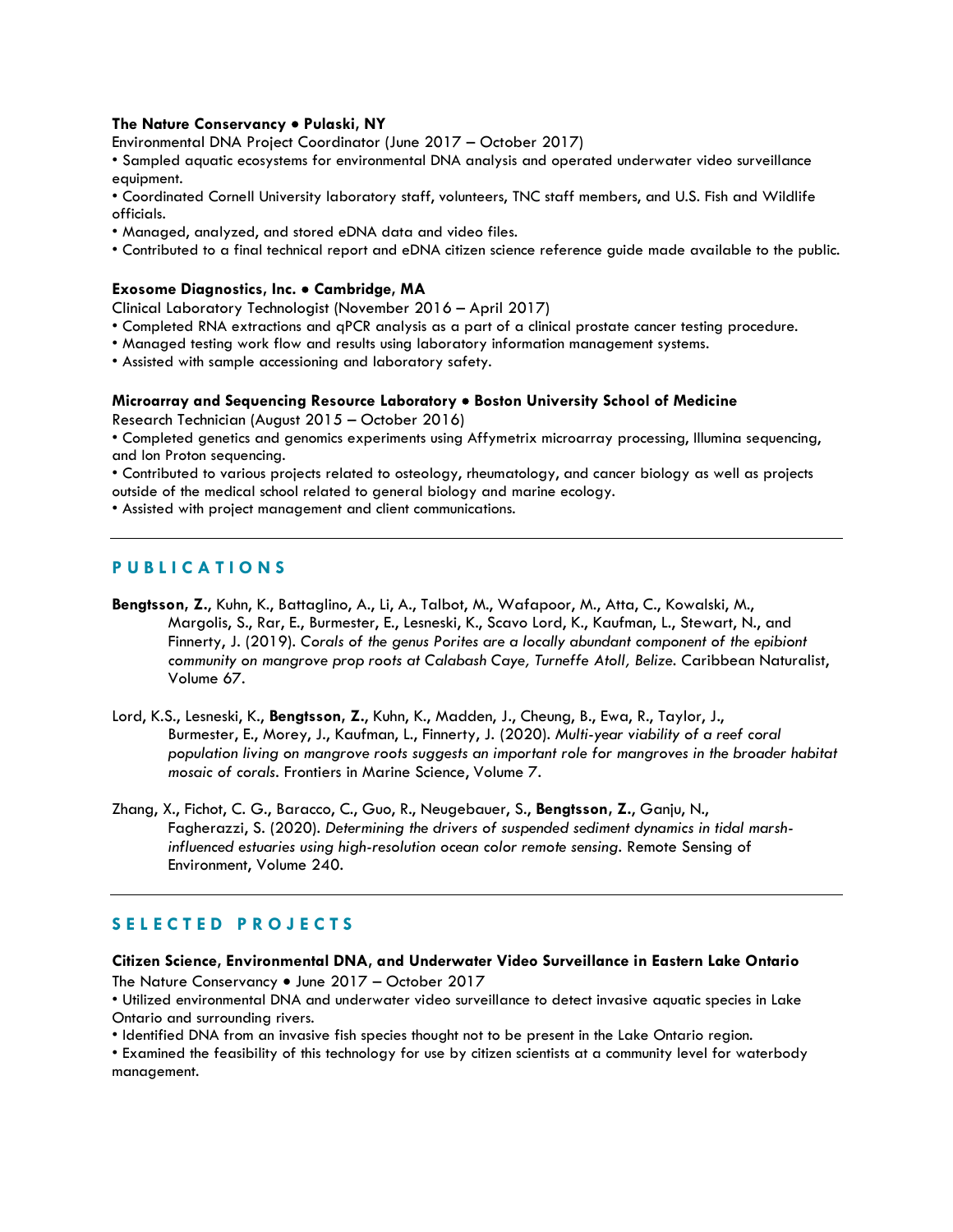**The Nature Conservancy • Pulaski, NY**
Environmental DNA Project Coordinator (June 2017 – October 2017)

• Sampled aquatic ecosystems for environmental DNA analysis and operated underwater video surveillance equipment.
• Coordinated Cornell University laboratory staff, volunteers, TNC staff members, and U.S. Fish and Wildlife officials.
• Managed, analyzed, and stored eDNA data and video files.
• Contributed to a final technical report and eDNA citizen science reference guide made available to the public.

**Exosome Diagnostics, Inc. • Cambridge, MA**
Clinical Laboratory Technologist (November 2016 – April 2017)

• Completed RNA extractions and qPCR analysis as a part of a clinical prostate cancer testing procedure.
• Managed testing work flow and results using laboratory information management systems.
• Assisted with sample accessioning and laboratory safety.

**Microarray and Sequencing Resource Laboratory • Boston University School of Medicine**
Research Technician (August 2015 – October 2016)

• Completed genetics and genomics experiments using Affymetrix microarray processing, Illumina sequencing, and Ion Proton sequencing.
• Contributed to various projects related to osteology, rheumatology, and cancer biology as well as projects outside of the medical school related to general biology and marine ecology.
• Assisted with project management and client communications.

---

## PUBLICATIONS

**Bengtsson, Z.**, Kuhn, K., Battaglino, A., Li, A., Talbot, M., Wafapoor, M., Atta, C., Kowalski, M., Margolis, S., Rar, E., Burmester, E., Lesneski, K., Scavo Lord, K., Kaufman, L., Stewart, N., and Finnerty, J. (2019). *Corals of the genus Porites are a locally abundant component of the epibiont community on mangrove prop roots at Calabash Caye, Turneffe Atoll, Belize*. Caribbean Naturalist, Volume 67.

Lord, K.S., Lesneski, K., **Bengtsson, Z.**, Kuhn, K., Madden, J., Cheung, B., Ewa, R., Taylor, J., Burmester, E., Morey, J., Kaufman, L., Finnerty, J. (2020). *Multi-year viability of a reef coral population living on mangrove roots suggests an important role for mangroves in the broader habitat mosaic of corals*. Frontiers in Marine Science, Volume 7.

Zhang, X., Fichot, C. G., Baracco, C., Guo, R., Neugebauer, S., **Bengtsson, Z.**, Ganju, N., Fagherazzi, S. (2020). *Determining the drivers of suspended sediment dynamics in tidal marsh-influenced estuaries using high-resolution ocean color remote sensing*. Remote Sensing of Environment, Volume 240.

---

## SELECTED PROJECTS

**Citizen Science, Environmental DNA, and Underwater Video Surveillance in Eastern Lake Ontario**
The Nature Conservancy • June 2017 – October 2017

• Utilized environmental DNA and underwater video surveillance to detect invasive aquatic species in Lake Ontario and surrounding rivers.
• Identified DNA from an invasive fish species thought not to be present in the Lake Ontario region.
• Examined the feasibility of this technology for use by citizen scientists at a community level for waterbody management.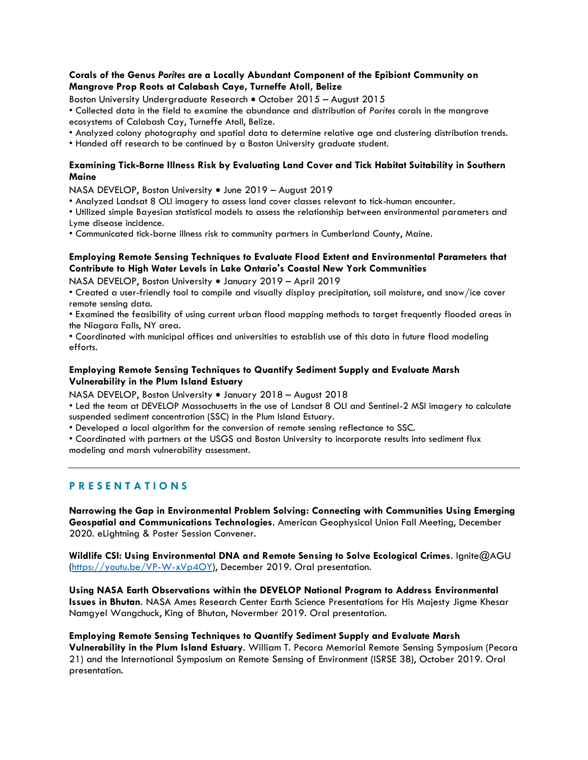**Corals of the Genus *Porites* are a Locally Abundant Component of the Epibiont Community on Mangrove Prop Roots at Calabash Caye, Turneffe Atoll, Belize**

Boston University Undergraduate Research • October 2015 – August 2015

- Collected data in the field to examine the abundance and distribution of *Porites* corals in the mangrove ecosystems of Calabash Cay, Turneffe Atoll, Belize.
- Analyzed colony photography and spatial data to determine relative age and clustering distribution trends.
- Handed off research to be continued by a Boston University graduate student.

**Examining Tick-Borne Illness Risk by Evaluating Land Cover and Tick Habitat Suitability in Southern Maine**

NASA DEVELOP, Boston University • June 2019 – August 2019

- Analyzed Landsat 8 OLI imagery to assess land cover classes relevant to tick-human encounter.
- Utilized simple Bayesian statistical models to assess the relationship between environmental parameters and Lyme disease incidence.
- Communicated tick-borne illness risk to community partners in Cumberland County, Maine.

**Employing Remote Sensing Techniques to Evaluate Flood Extent and Environmental Parameters that Contribute to High Water Levels in Lake Ontario's Coastal New York Communities**

NASA DEVELOP, Boston University • January 2019 – April 2019

- Created a user-friendly tool to compile and visually display precipitation, soil moisture, and snow/ice cover remote sensing data.
- Examined the feasibility of using current urban flood mapping methods to target frequently flooded areas in the Niagara Falls, NY area.
- Coordinated with municipal offices and universities to establish use of this data in future flood modeling efforts.

**Employing Remote Sensing Techniques to Quantify Sediment Supply and Evaluate Marsh Vulnerability in the Plum Island Estuary**

NASA DEVELOP, Boston University • January 2018 – August 2018

- Led the team at DEVELOP Massachusetts in the use of Landsat 8 OLI and Sentinel-2 MSI imagery to calculate suspended sediment concentration (SSC) in the Plum Island Estuary.
- Developed a local algorithm for the conversion of remote sensing reflectance to SSC.
- Coordinated with partners at the USGS and Boston University to incorporate results into sediment flux modeling and marsh vulnerability assessment.

---

## PRESENTATIONS

**Narrowing the Gap in Environmental Problem Solving: Connecting with Communities Using Emerging Geospatial and Communications Technologies**. American Geophysical Union Fall Meeting, December 2020. eLightning & Poster Session Convener.

**Wildlife CSI: Using Environmental DNA and Remote Sensing to Solve Ecological Crimes**. Ignite@AGU (https://youtu.be/VP-W-xVp4OY), December 2019. Oral presentation.

**Using NASA Earth Observations within the DEVELOP National Program to Address Environmental Issues in Bhutan**. NASA Ames Research Center Earth Science Presentations for His Majesty Jigme Khesar Namgyel Wangchuck, King of Bhutan, Novermber 2019. Oral presentation.

**Employing Remote Sensing Techniques to Quantify Sediment Supply and Evaluate Marsh Vulnerability in the Plum Island Estuary**. William T. Pecora Memorial Remote Sensing Symposium (Pecora 21) and the International Symposium on Remote Sensing of Environment (ISRSE 38), October 2019. Oral presentation.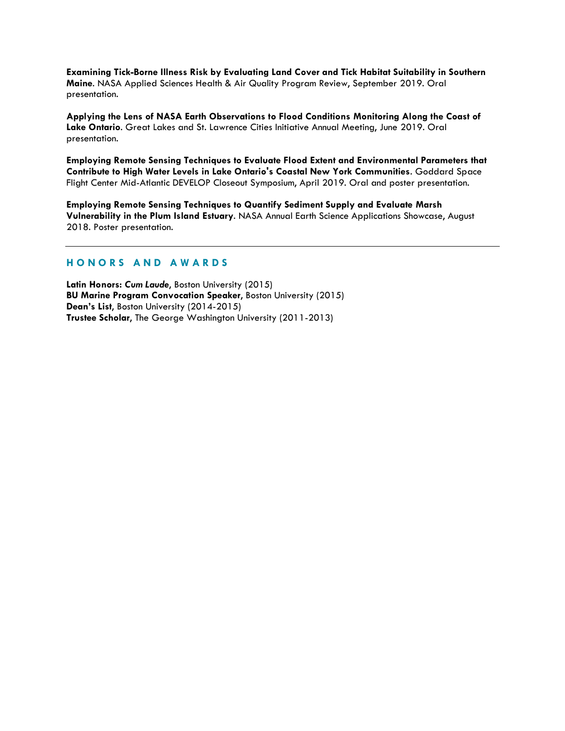**Examining Tick-Borne Illness Risk by Evaluating Land Cover and Tick Habitat Suitability in Southern Maine**. NASA Applied Sciences Health & Air Quality Program Review, September 2019. Oral presentation.

**Applying the Lens of NASA Earth Observations to Flood Conditions Monitoring Along the Coast of Lake Ontario**. Great Lakes and St. Lawrence Cities Initiative Annual Meeting, June 2019. Oral presentation.

**Employing Remote Sensing Techniques to Evaluate Flood Extent and Environmental Parameters that Contribute to High Water Levels in Lake Ontario's Coastal New York Communities**. Goddard Space Flight Center Mid-Atlantic DEVELOP Closeout Symposium, April 2019. Oral and poster presentation.

**Employing Remote Sensing Techniques to Quantify Sediment Supply and Evaluate Marsh Vulnerability in the Plum Island Estuary**. NASA Annual Earth Science Applications Showcase, August 2018. Poster presentation.

---

## HONORS AND AWARDS

**Latin Honors: *Cum Laude***, Boston University (2015)
**BU Marine Program Convocation Speaker**, Boston University (2015)
**Dean's List**, Boston University (2014-2015)
**Trustee Scholar,** The George Washington University (2011-2013)